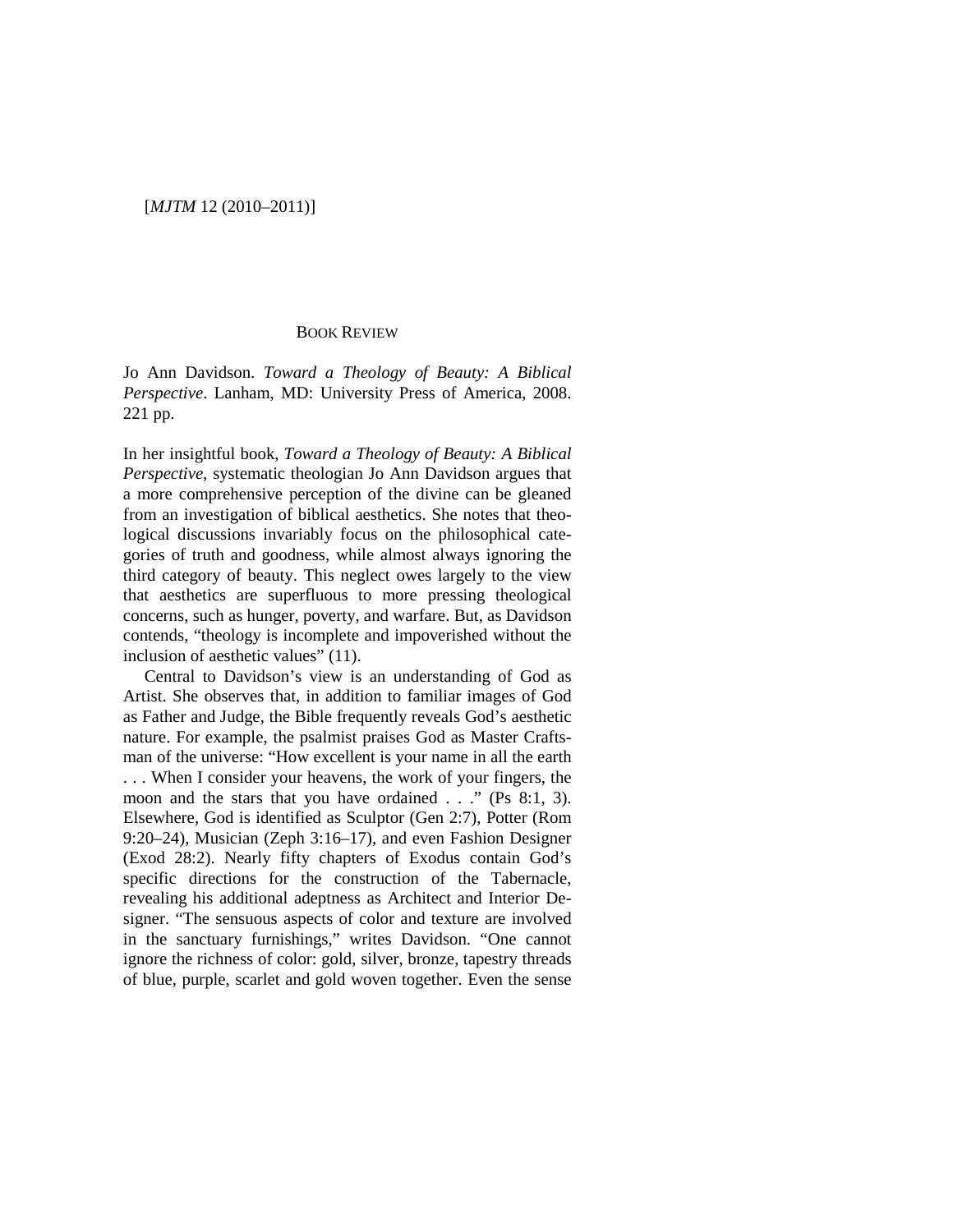## BOOK REVIEW

Jo Ann Davidson. *Toward a Theology of Beauty: A Biblical Perspective*. Lanham, MD: University Press of America, 2008. 221 pp.

In her insightful book, *Toward a Theology of Beauty: A Biblical Perspective*, systematic theologian Jo Ann Davidson argues that a more comprehensive perception of the divine can be gleaned from an investigation of biblical aesthetics. She notes that theological discussions invariably focus on the philosophical categories of truth and goodness, while almost always ignoring the third category of beauty. This neglect owes largely to the view that aesthetics are superfluous to more pressing theological concerns, such as hunger, poverty, and warfare. But, as Davidson contends, "theology is incomplete and impoverished without the inclusion of aesthetic values" (11).

Central to Davidson's view is an understanding of God as Artist. She observes that, in addition to familiar images of God as Father and Judge, the Bible frequently reveals God's aesthetic nature. For example, the psalmist praises God as Master Craftsman of the universe: "How excellent is your name in all the earth . . . When I consider your heavens, the work of your fingers, the moon and the stars that you have ordained . . ." (Ps 8:1, 3). Elsewhere, God is identified as Sculptor (Gen 2:7), Potter (Rom 9:20–24), Musician (Zeph 3:16–17), and even Fashion Designer (Exod 28:2). Nearly fifty chapters of Exodus contain God's specific directions for the construction of the Tabernacle, revealing his additional adeptness as Architect and Interior Designer. "The sensuous aspects of color and texture are involved in the sanctuary furnishings," writes Davidson. "One cannot ignore the richness of color: gold, silver, bronze, tapestry threads of blue, purple, scarlet and gold woven together. Even the sense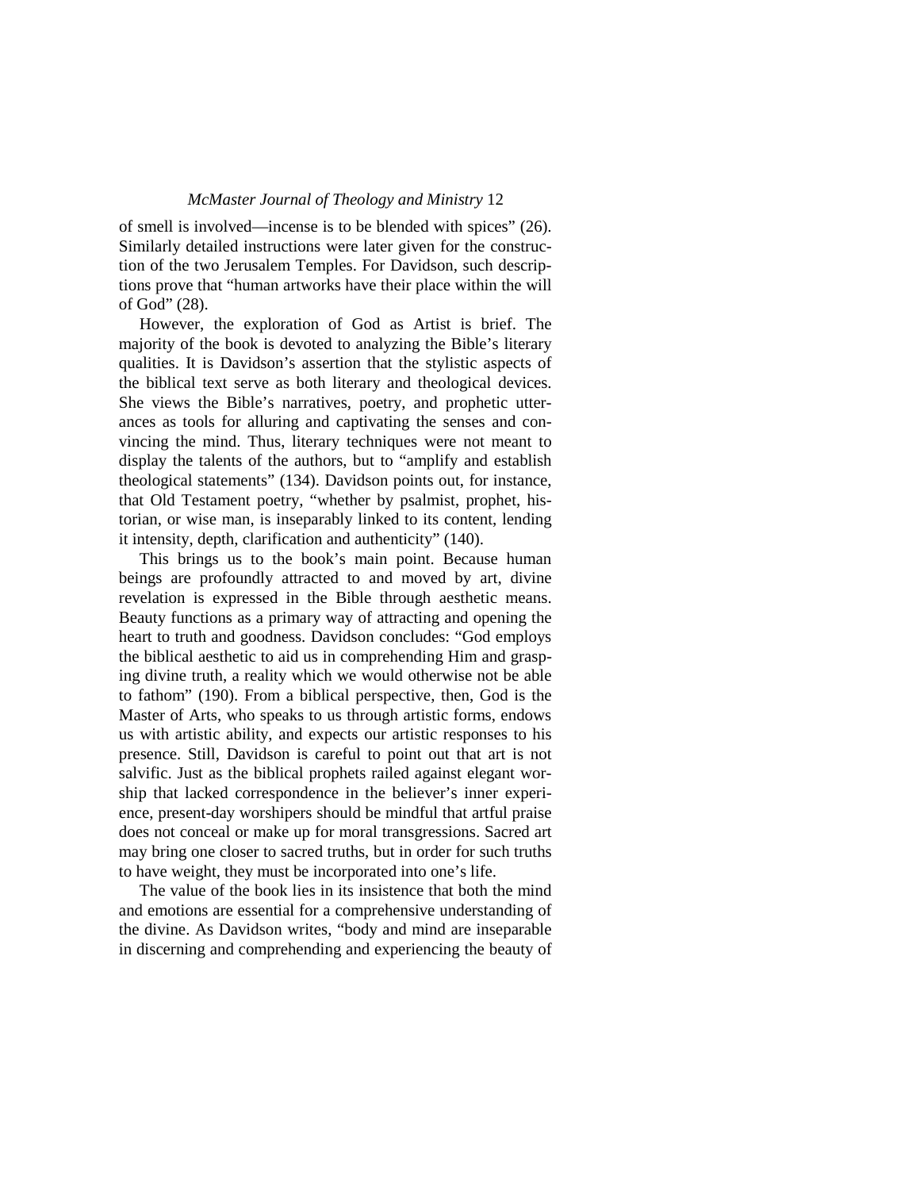of smell is involved—incense is to be blended with spices" (26). Similarly detailed instructions were later given for the construction of the two Jerusalem Temples. For Davidson, such descriptions prove that "human artworks have their place within the will of God" (28).

However, the exploration of God as Artist is brief. The majority of the book is devoted to analyzing the Bible's literary qualities. It is Davidson's assertion that the stylistic aspects of the biblical text serve as both literary and theological devices. She views the Bible's narratives, poetry, and prophetic utterances as tools for alluring and captivating the senses and convincing the mind. Thus, literary techniques were not meant to display the talents of the authors, but to "amplify and establish theological statements" (134). Davidson points out, for instance, that Old Testament poetry, "whether by psalmist, prophet, historian, or wise man, is inseparably linked to its content, lending it intensity, depth, clarification and authenticity" (140).

This brings us to the book's main point. Because human beings are profoundly attracted to and moved by art, divine revelation is expressed in the Bible through aesthetic means. Beauty functions as a primary way of attracting and opening the heart to truth and goodness. Davidson concludes: "God employs the biblical aesthetic to aid us in comprehending Him and grasping divine truth, a reality which we would otherwise not be able to fathom" (190). From a biblical perspective, then, God is the Master of Arts, who speaks to us through artistic forms, endows us with artistic ability, and expects our artistic responses to his presence. Still, Davidson is careful to point out that art is not salvific. Just as the biblical prophets railed against elegant worship that lacked correspondence in the believer's inner experience, present-day worshipers should be mindful that artful praise does not conceal or make up for moral transgressions. Sacred art may bring one closer to sacred truths, but in order for such truths to have weight, they must be incorporated into one's life.

The value of the book lies in its insistence that both the mind and emotions are essential for a comprehensive understanding of the divine. As Davidson writes, "body and mind are inseparable in discerning and comprehending and experiencing the beauty of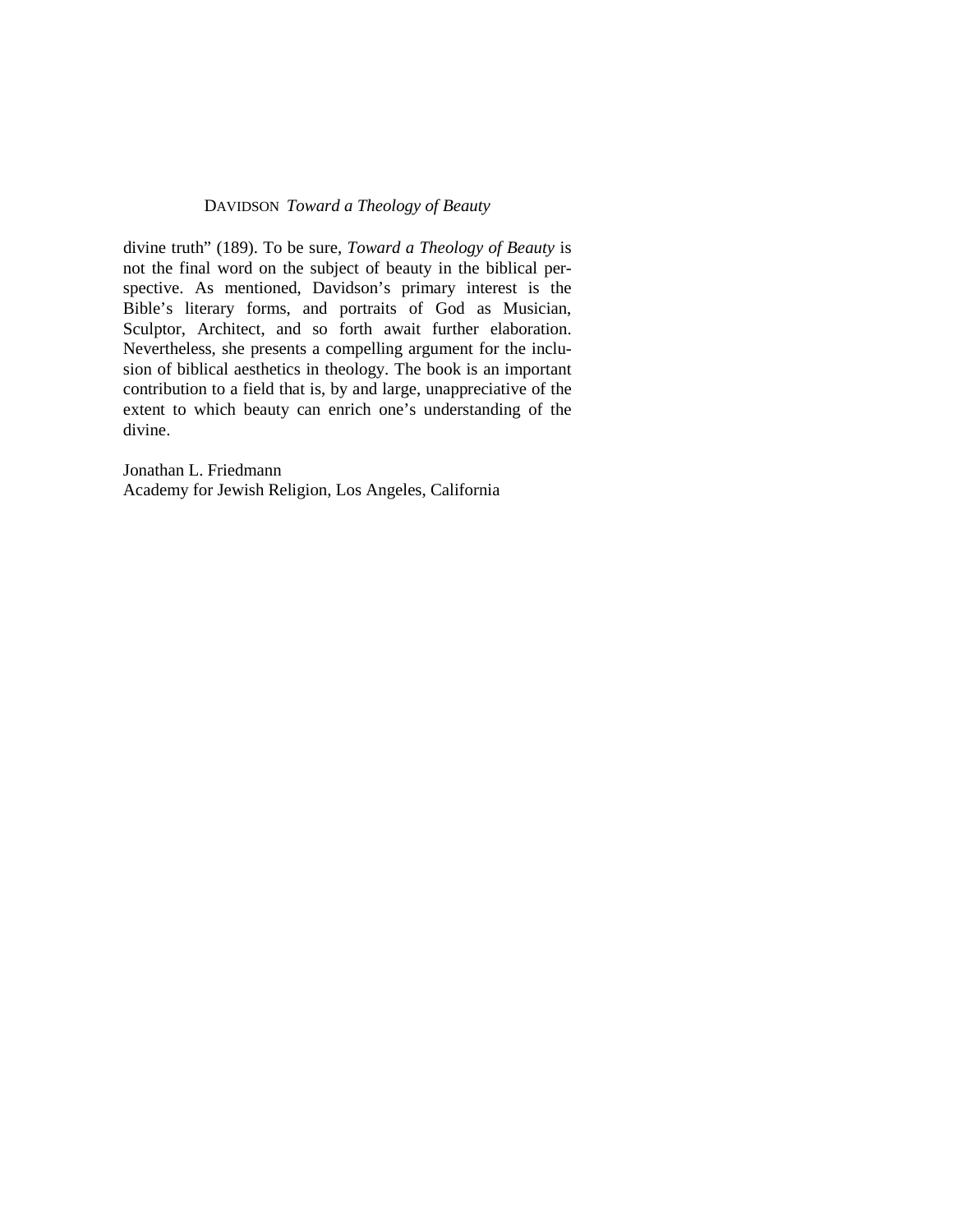divine truth" (189). To be sure, *Toward a Theology of Beauty* is not the final word on the subject of beauty in the biblical perspective. As mentioned, Davidson's primary interest is the Bible's literary forms, and portraits of God as Musician, Sculptor, Architect, and so forth await further elaboration. Nevertheless, she presents a compelling argument for the inclusion of biblical aesthetics in theology. The book is an important contribution to a field that is, by and large, unappreciative of the extent to which beauty can enrich one's understanding of the divine.

Jonathan L. Friedmann
Academy for Jewish Religion, Los Angeles, California